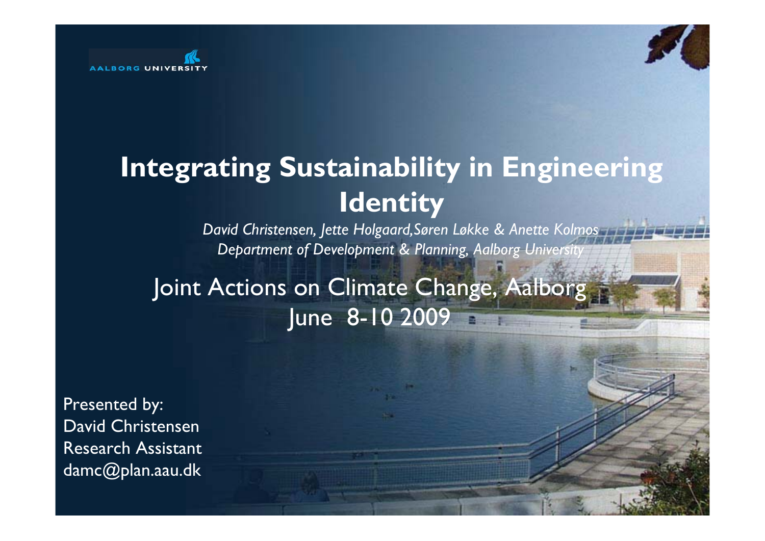AALBORG UNIVERSITY

# Integrating Sustainability in Engineering Identity

*David Christensen, Jette Holgaard,Søren Løkke & Anette Kolmos*
*Department of Development & Planning, Aalborg University*

## Joint Actions on Climate Change, Aalborg June 8-10 2009

Presented by:
David Christensen
Research Assistant
damc@plan.aau.dk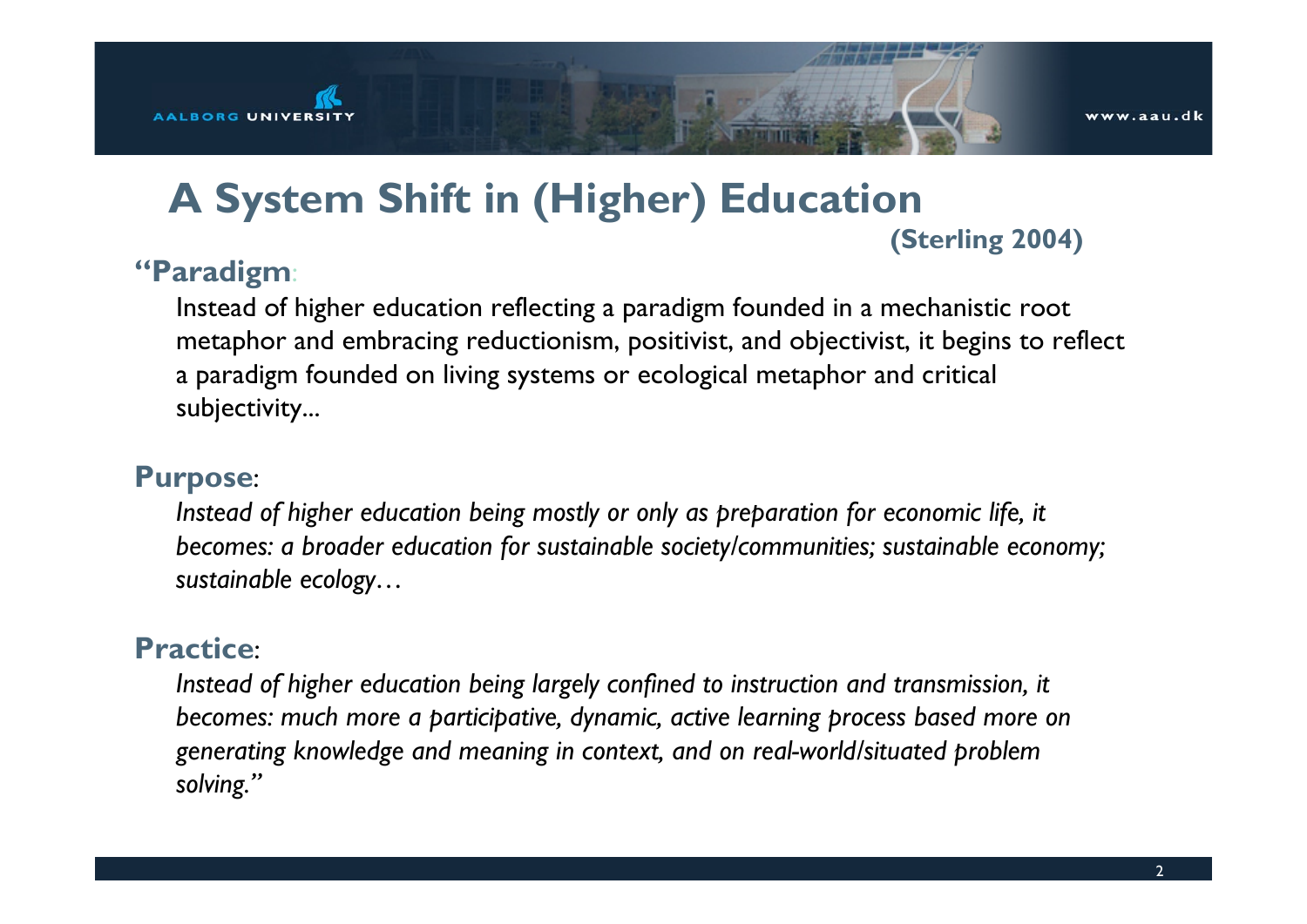# A System Shift in (Higher) Education

**(Sterling 2004)**

**"Paradigm**:

Instead of higher education reflecting a paradigm founded in a mechanistic root metaphor and embracing reductionism, positivist, and objectivist, it begins to reflect a paradigm founded on living systems or ecological metaphor and critical subjectivity...

**Purpose**:

*Instead of higher education being mostly or only as preparation for economic life, it becomes: a broader education for sustainable society/communities; sustainable economy; sustainable ecology…*

**Practice**:

*Instead of higher education being largely confined to instruction and transmission, it becomes: much more a participative, dynamic, active learning process based more on generating knowledge and meaning in context, and on real-world/situated problem solving."*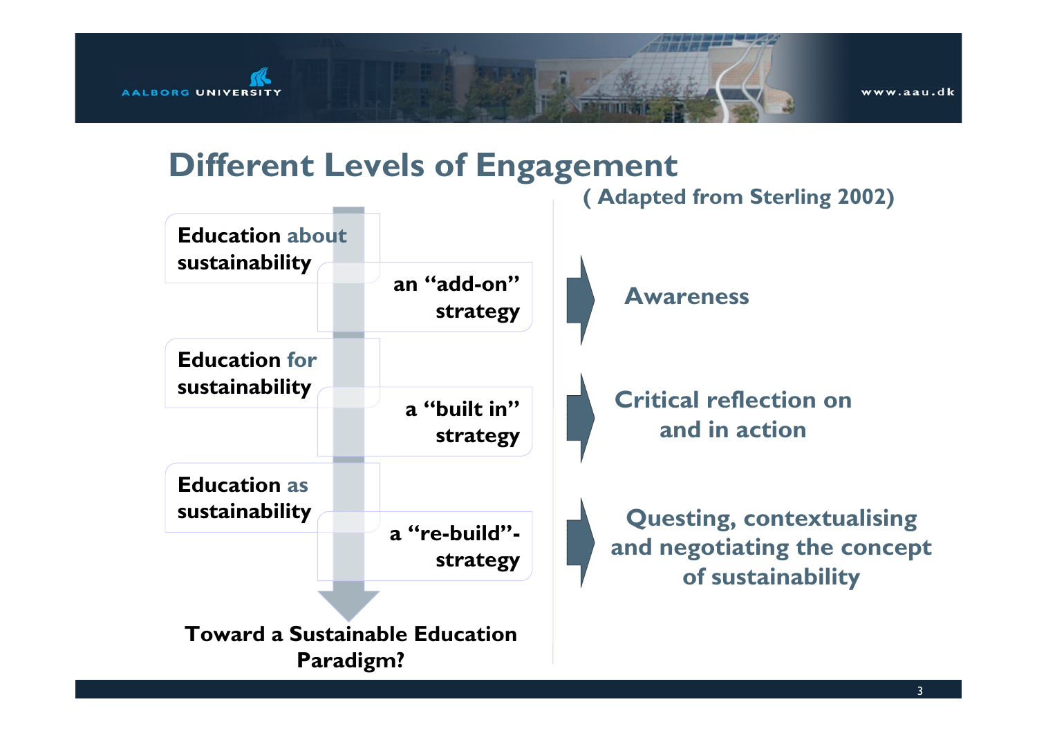# Different Levels of Engagement

( Adapted from Sterling 2002)

| Level | Strategy | Outcome |
|---|---|---|
| **Education about sustainability** | an "add-on" strategy | Awareness |
| **Education for sustainability** | a "built in" strategy | Critical reflection on and in action |
| **Education as sustainability** | a "re-build"-strategy | Questing, contextualising and negotiating the concept of sustainability |

**Toward a Sustainable Education Paradigm?**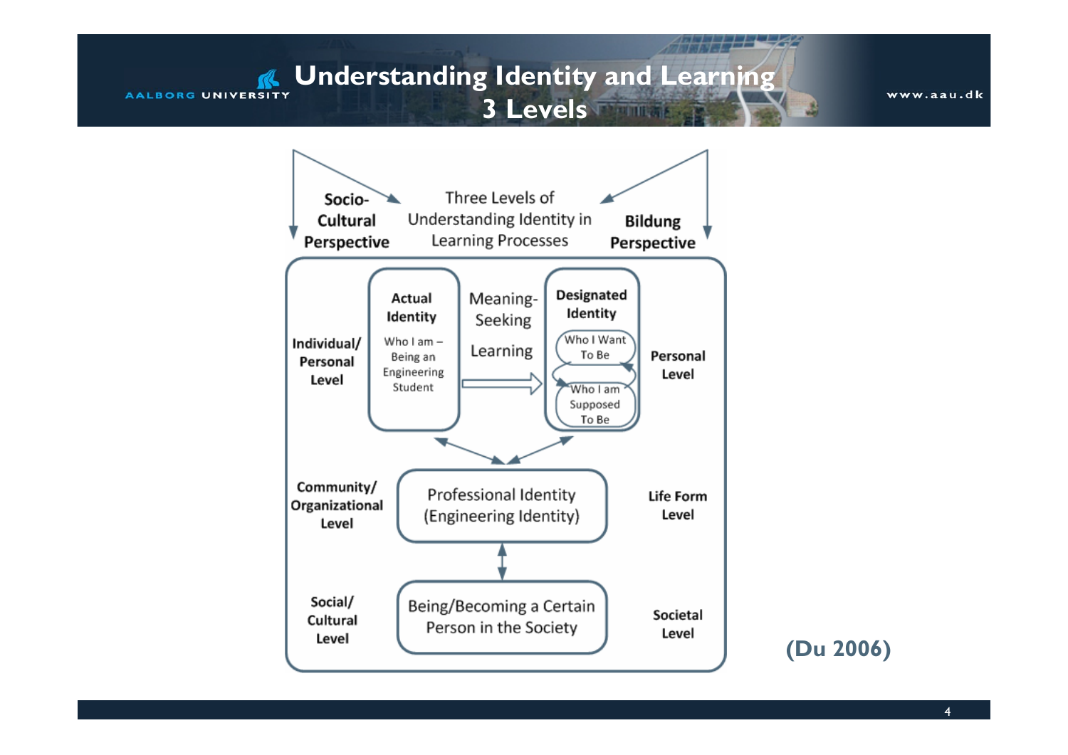# Understanding Identity and Learning 3 Levels

Socio-Cultural Perspective

Three Levels of Understanding Identity in Learning Processes

Bildung Perspective

Individual/ Personal Level

**Actual Identity**

Who I am – Being an Engineering Student

Meaning-Seeking Learning

**Designated Identity**

Who I Want To Be

Who I am Supposed To Be

Personal Level

Community/ Organizational Level

Professional Identity (Engineering Identity)

Life Form Level

Social/ Cultural Level

Being/Becoming a Certain Person in the Society

Societal Level

**(Du 2006)**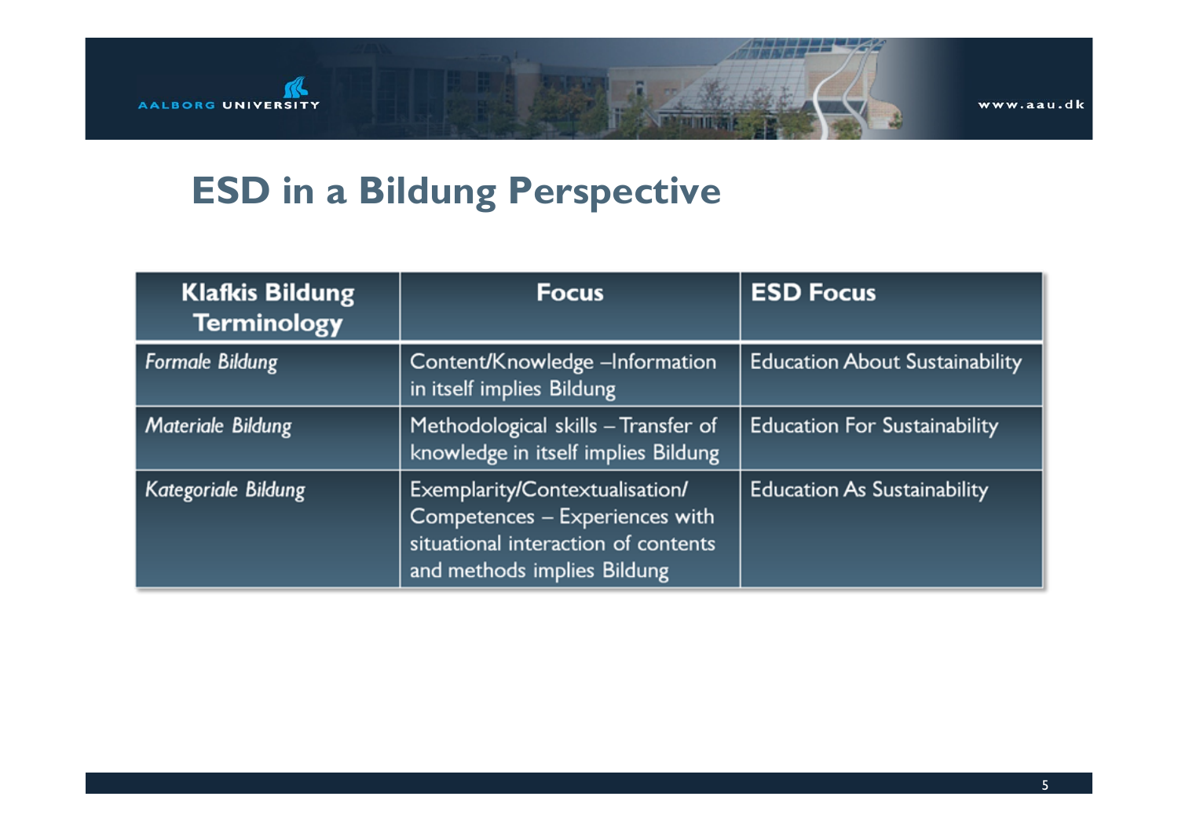# ESD in a Bildung Perspective

| Klafkis Bildung Terminology | Focus | ESD Focus |
|---|---|---|
| *Formale Bildung* | Content/Knowledge –Information in itself implies Bildung | Education About Sustainability |
| *Materiale Bildung* | Methodological skills – Transfer of knowledge in itself implies Bildung | Education For Sustainability |
| *Kategoriale Bildung* | Exemplarity/Contextualisation/ Competences – Experiences with situational interaction of contents and methods implies Bildung | Education As Sustainability |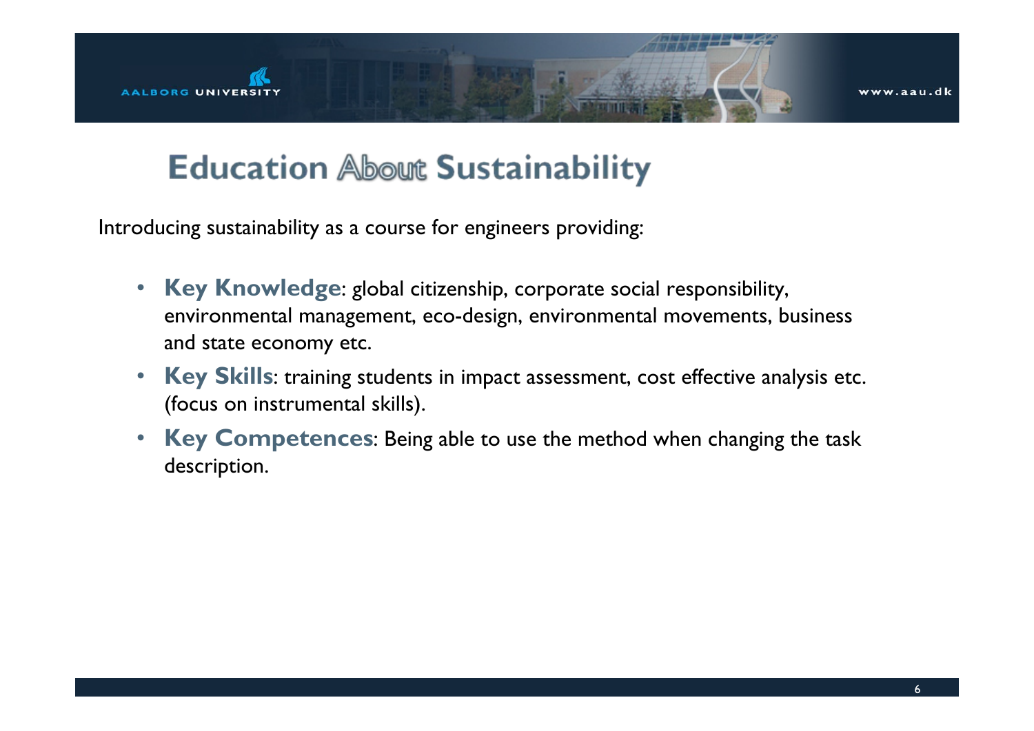# Education About Sustainability

Introducing sustainability as a course for engineers providing:

- **Key Knowledge**: global citizenship, corporate social responsibility, environmental management, eco-design, environmental movements, business and state economy etc.
- **Key Skills**: training students in impact assessment, cost effective analysis etc. (focus on instrumental skills).
- **Key Competences**: Being able to use the method when changing the task description.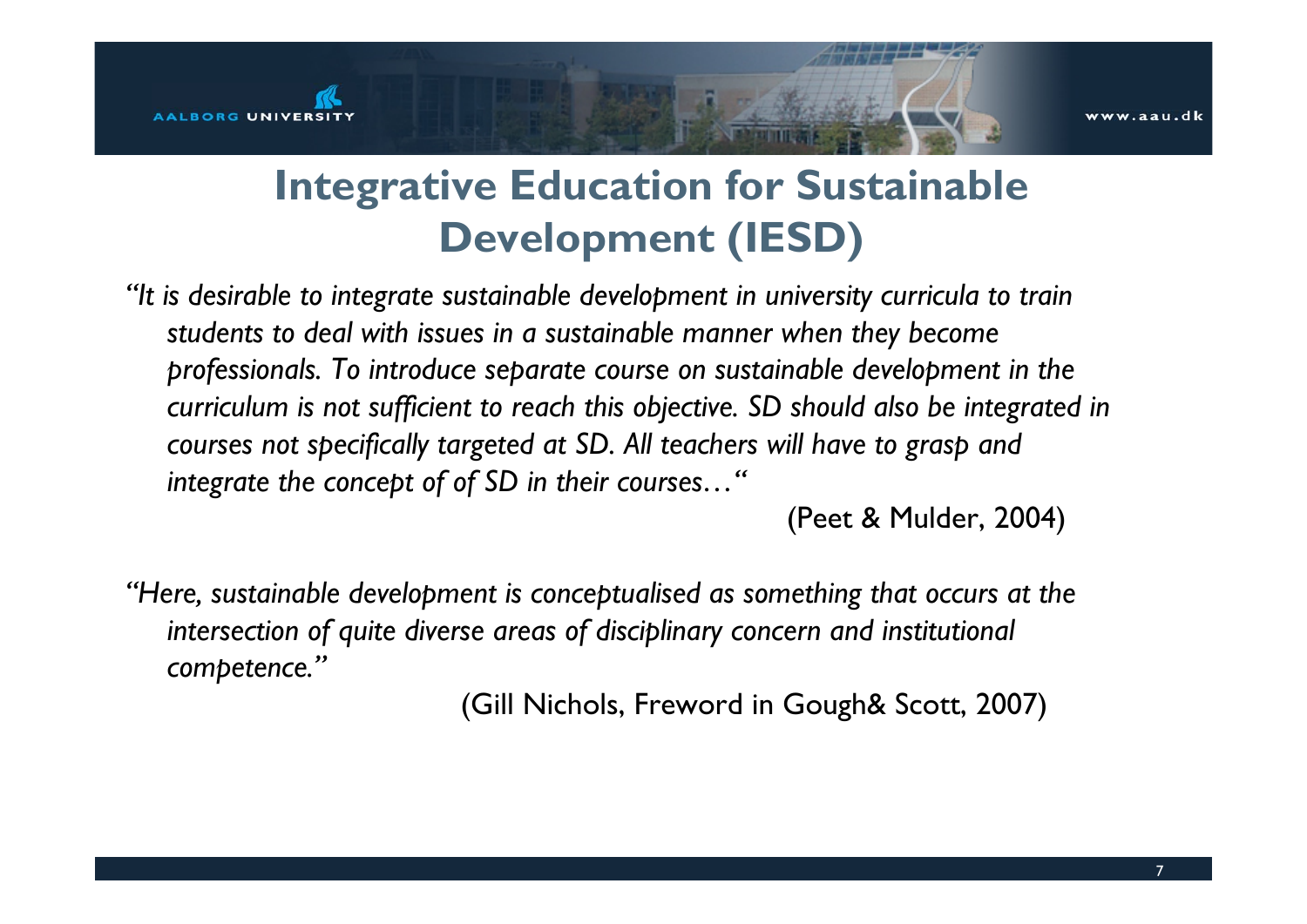# Integrative Education for Sustainable Development (IESD)

*"It is desirable to integrate sustainable development in university curricula to train students to deal with issues in a sustainable manner when they become professionals. To introduce separate course on sustainable development in the curriculum is not sufficient to reach this objective. SD should also be integrated in courses not specifically targeted at SD. All teachers will have to grasp and integrate the concept of of SD in their courses…"*

(Peet & Mulder, 2004)

*"Here, sustainable development is conceptualised as something that occurs at the intersection of quite diverse areas of disciplinary concern and institutional competence."*

(Gill Nichols, Freword in Gough& Scott, 2007)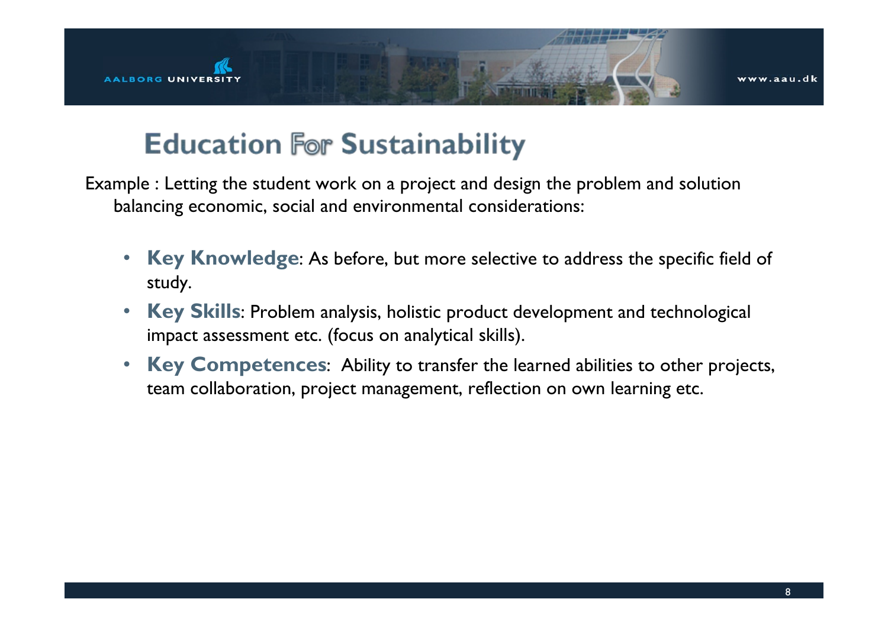# Education For Sustainability

Example : Letting the student work on a project and design the problem and solution balancing economic, social and environmental considerations:

- **Key Knowledge**: As before, but more selective to address the specific field of study.
- **Key Skills**: Problem analysis, holistic product development and technological impact assessment etc. (focus on analytical skills).
- **Key Competences**: Ability to transfer the learned abilities to other projects, team collaboration, project management, reflection on own learning etc.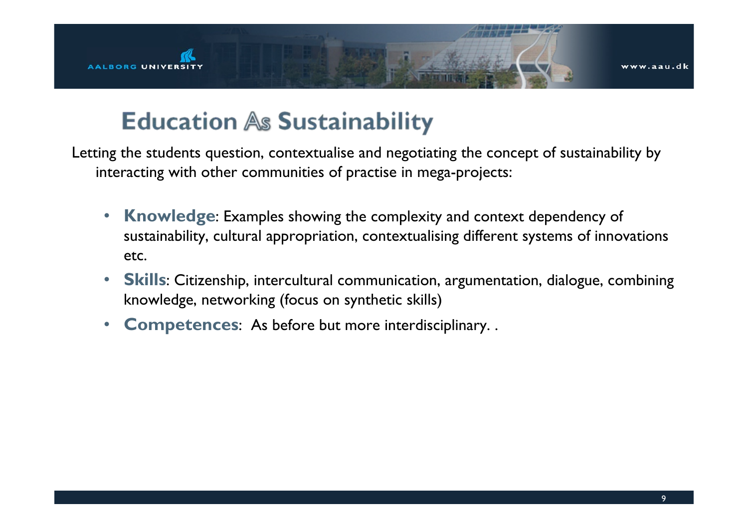# Education As Sustainability

Letting the students question, contextualise and negotiating the concept of sustainability by interacting with other communities of practise in mega-projects:

- **Knowledge**: Examples showing the complexity and context dependency of sustainability, cultural appropriation, contextualising different systems of innovations etc.
- **Skills**: Citizenship, intercultural communication, argumentation, dialogue, combining knowledge, networking (focus on synthetic skills)
- **Competences**: As before but more interdisciplinary. .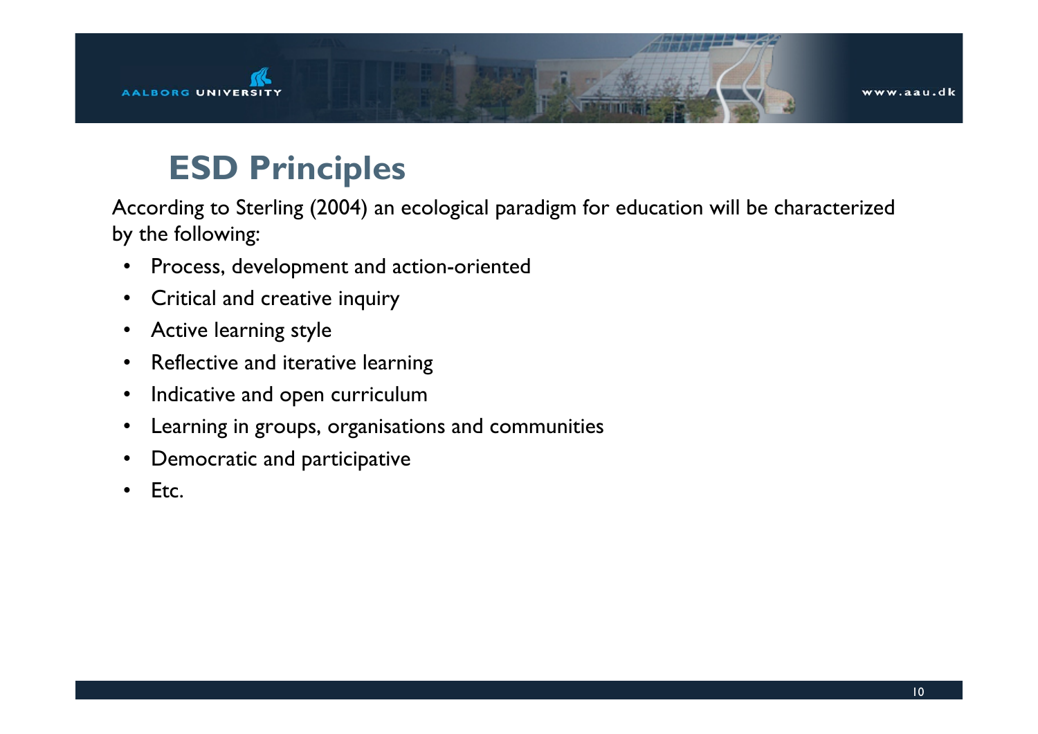# ESD Principles

According to Sterling (2004) an ecological paradigm for education will be characterized by the following:

- Process, development and action-oriented
- Critical and creative inquiry
- Active learning style
- Reflective and iterative learning
- Indicative and open curriculum
- Learning in groups, organisations and communities
- Democratic and participative
- Etc.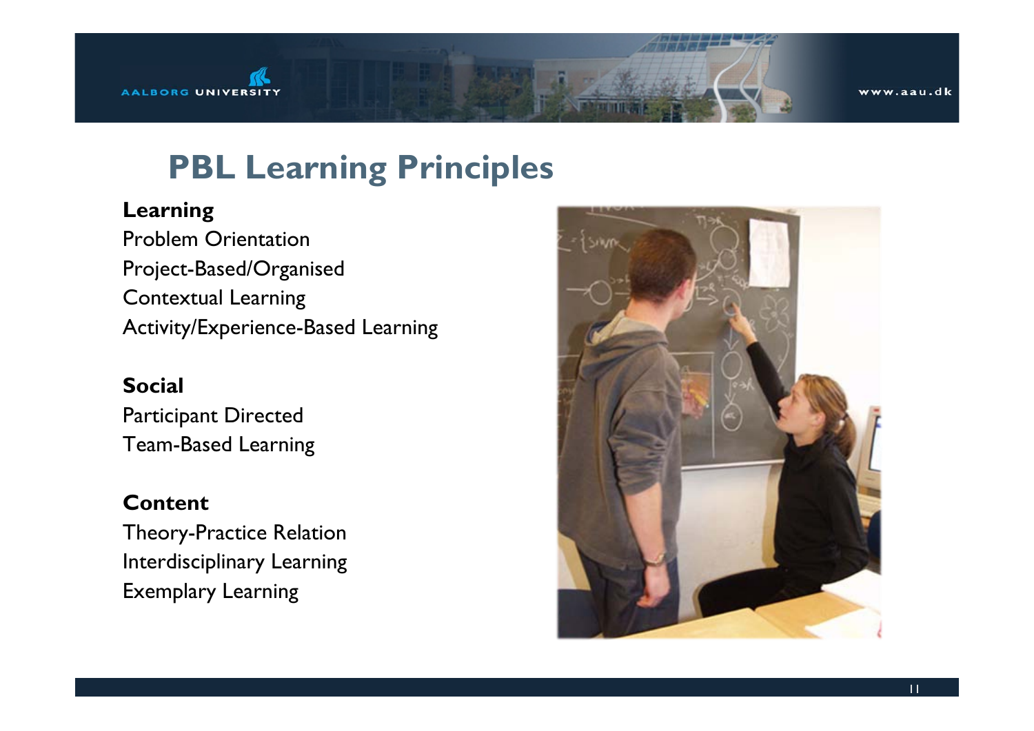# PBL Learning Principles

**Learning**

Problem Orientation

Project-Based/Organised

Contextual Learning

Activity/Experience-Based Learning

**Social**

Participant Directed

Team-Based Learning

**Content**

Theory-Practice Relation

Interdisciplinary Learning

Exemplary Learning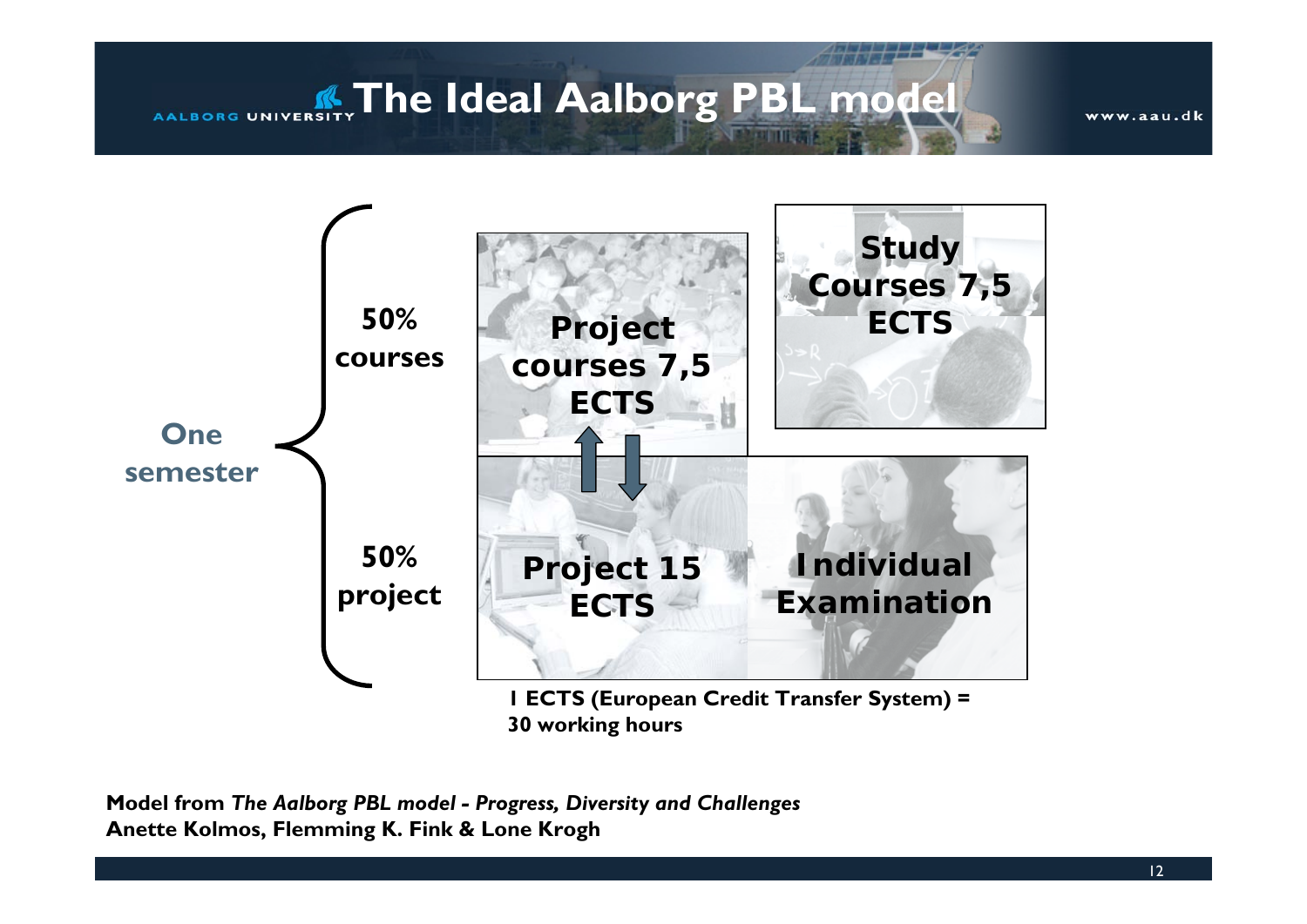# The Ideal Aalborg PBL model

**One semester**

- **50% courses**
  - **Project courses 7,5 ECTS**
  - **Study Courses 7,5 ECTS**
- **50% project**
  - **Project 15 ECTS**
  - **Individual Examination**

**1 ECTS (European Credit Transfer System) = 30 working hours**

**Model from *The Aalborg PBL model - Progress, Diversity and Challenges***
**Anette Kolmos, Flemming K. Fink & Lone Krogh**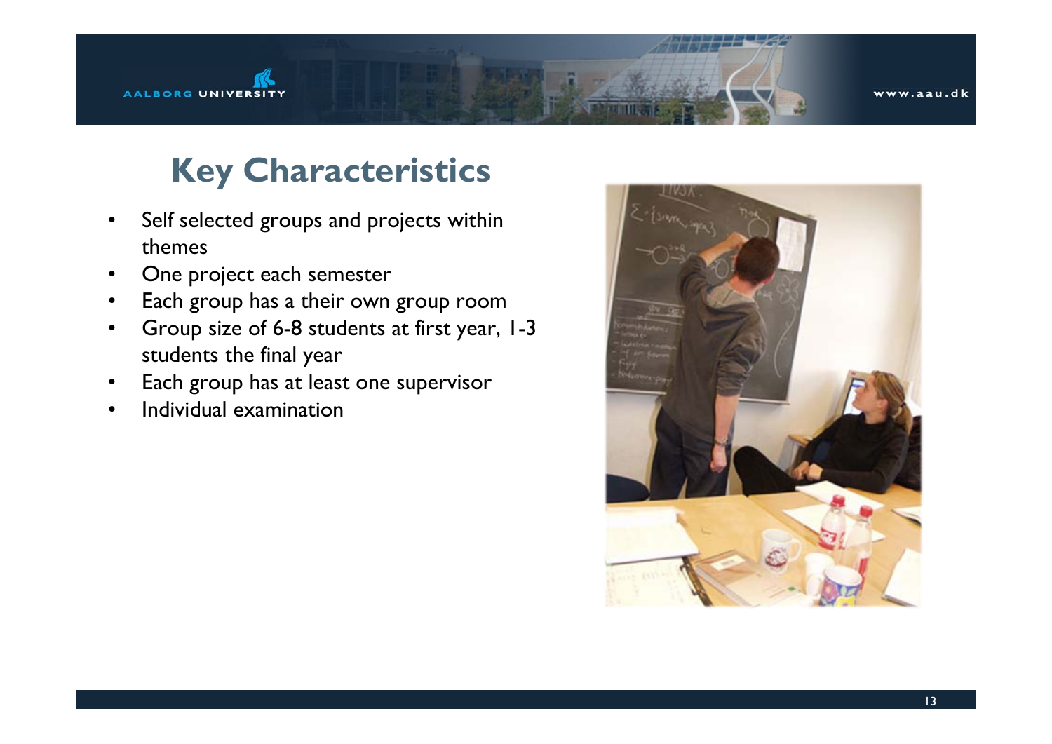# Key Characteristics

- Self selected groups and projects within themes
- One project each semester
- Each group has a their own group room
- Group size of 6-8 students at first year, 1-3 students the final year
- Each group has at least one supervisor
- Individual examination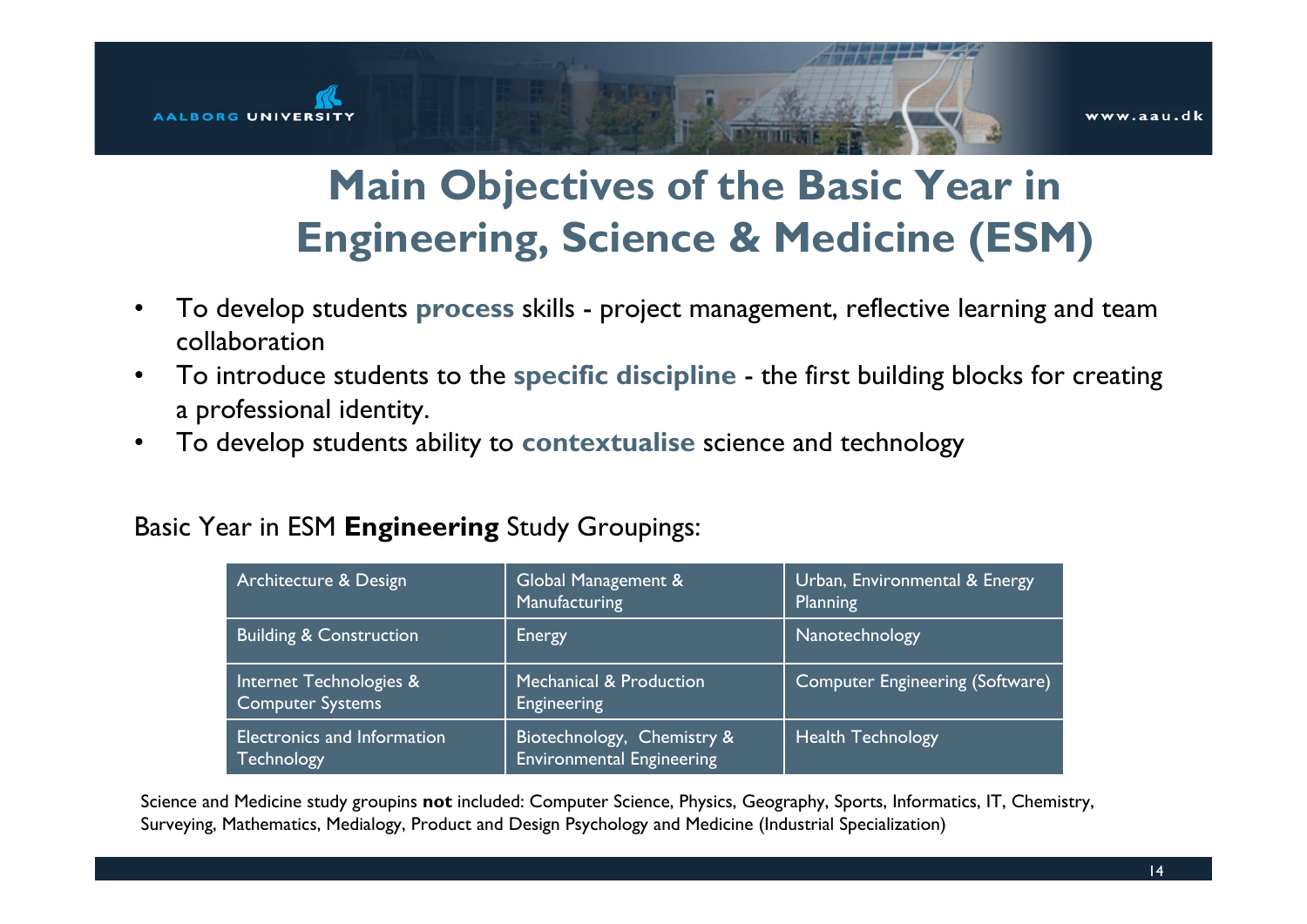# Main Objectives of the Basic Year in Engineering, Science & Medicine (ESM)

- To develop students **process** skills - project management, reflective learning and team collaboration
- To introduce students to the **specific discipline** - the first building blocks for creating a professional identity.
- To develop students ability to **contextualise** science and technology

Basic Year in ESM **Engineering** Study Groupings:

| | | |
|---|---|---|
| Architecture & Design | Global Management & Manufacturing | Urban, Environmental & Energy Planning |
| Building & Construction | Energy | Nanotechnology |
| Internet Technologies & Computer Systems | Mechanical & Production Engineering | Computer Engineering (Software) |
| Electronics and Information Technology | Biotechnology, Chemistry & Environmental Engineering | Health Technology |

Science and Medicine study groupins **not** included: Computer Science, Physics, Geography, Sports, Informatics, IT, Chemistry, Surveying, Mathematics, Medialogy, Product and Design Psychology and Medicine (Industrial Specialization)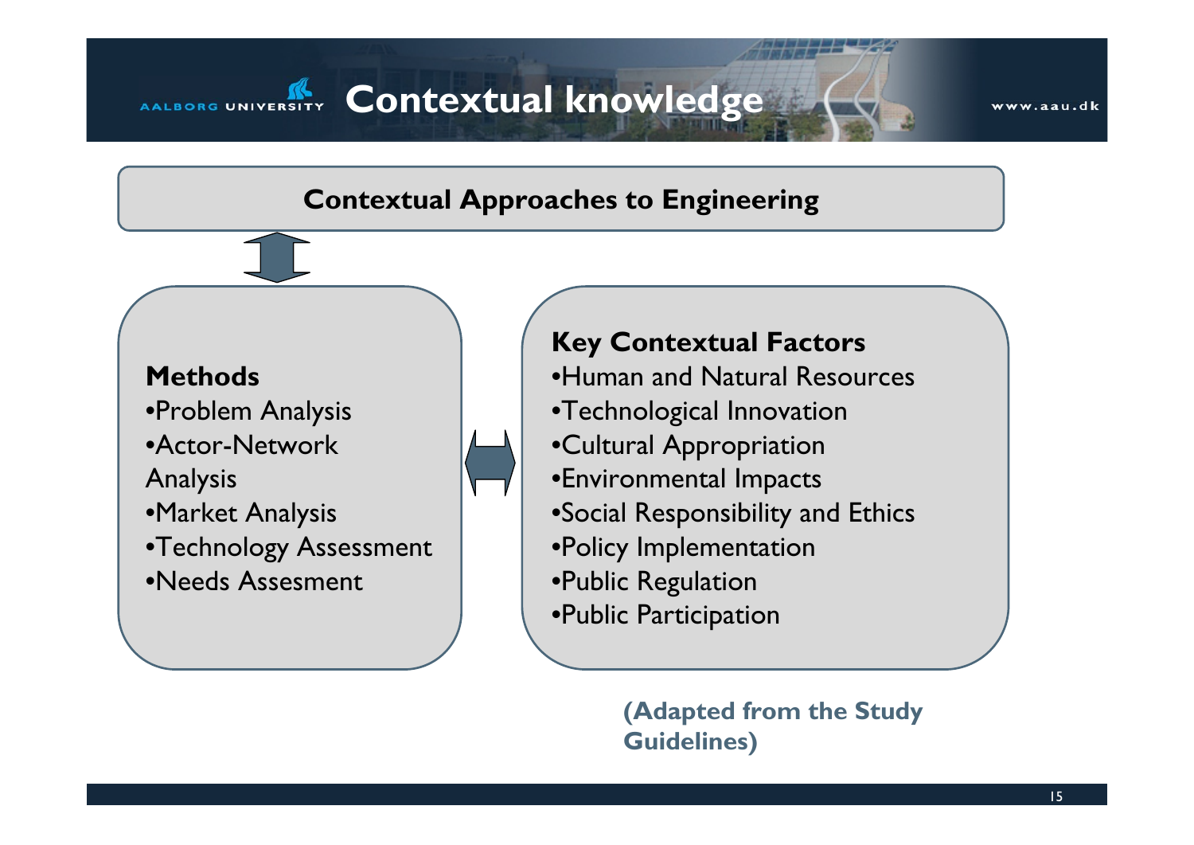# Contextual knowledge

**Contextual Approaches to Engineering**

**Methods**

- Problem Analysis
- Actor-Network Analysis
- Market Analysis
- Technology Assessment
- Needs Assesment

**Key Contextual Factors**

- Human and Natural Resources
- Technological Innovation
- Cultural Appropriation
- Environmental Impacts
- Social Responsibility and Ethics
- Policy Implementation
- Public Regulation
- Public Participation

**(Adapted from the Study Guidelines)**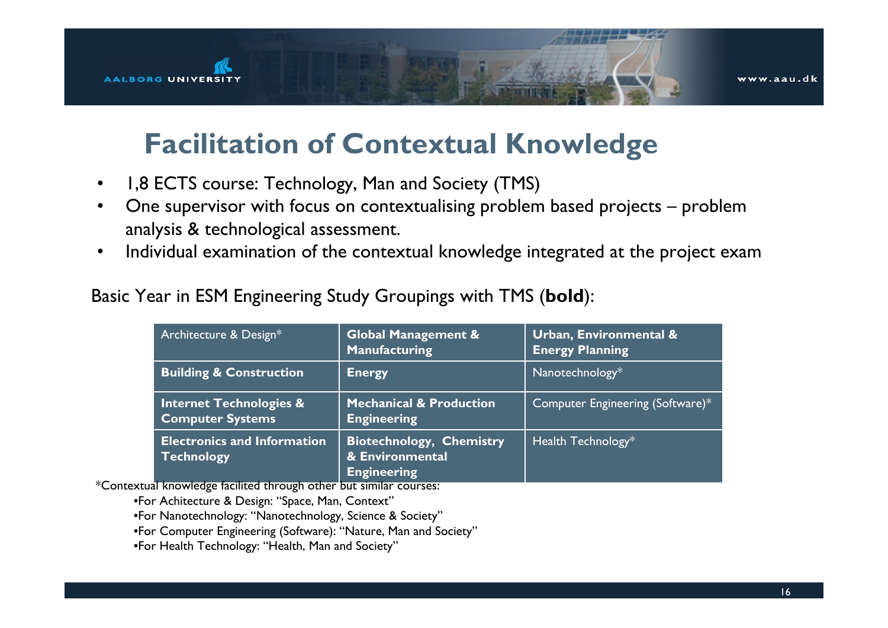# Facilitation of Contextual Knowledge

- 1,8 ECTS course: Technology, Man and Society (TMS)
- One supervisor with focus on contextualising problem based projects – problem analysis & technological assessment.
- Individual examination of the contextual knowledge integrated at the project exam

Basic Year in ESM Engineering Study Groupings with TMS (**bold**):

| | | |
|---|---|---|
| Architecture & Design* | **Global Management & Manufacturing** | **Urban, Environmental & Energy Planning** |
| **Building & Construction** | **Energy** | Nanotechnology* |
| **Internet Technologies & Computer Systems** | **Mechanical & Production Engineering** | Computer Engineering (Software)* |
| **Electronics and Information Technology** | **Biotechnology, Chemistry & Environmental Engineering** | Health Technology* |

*Contextual knowledge facilited through other but similar courses:

- For Achitecture & Design: "Space, Man, Context"
- For Nanotechnology: "Nanotechnology, Science & Society"
- For Computer Engineering (Software): "Nature, Man and Society"
- For Health Technology: "Health, Man and Society"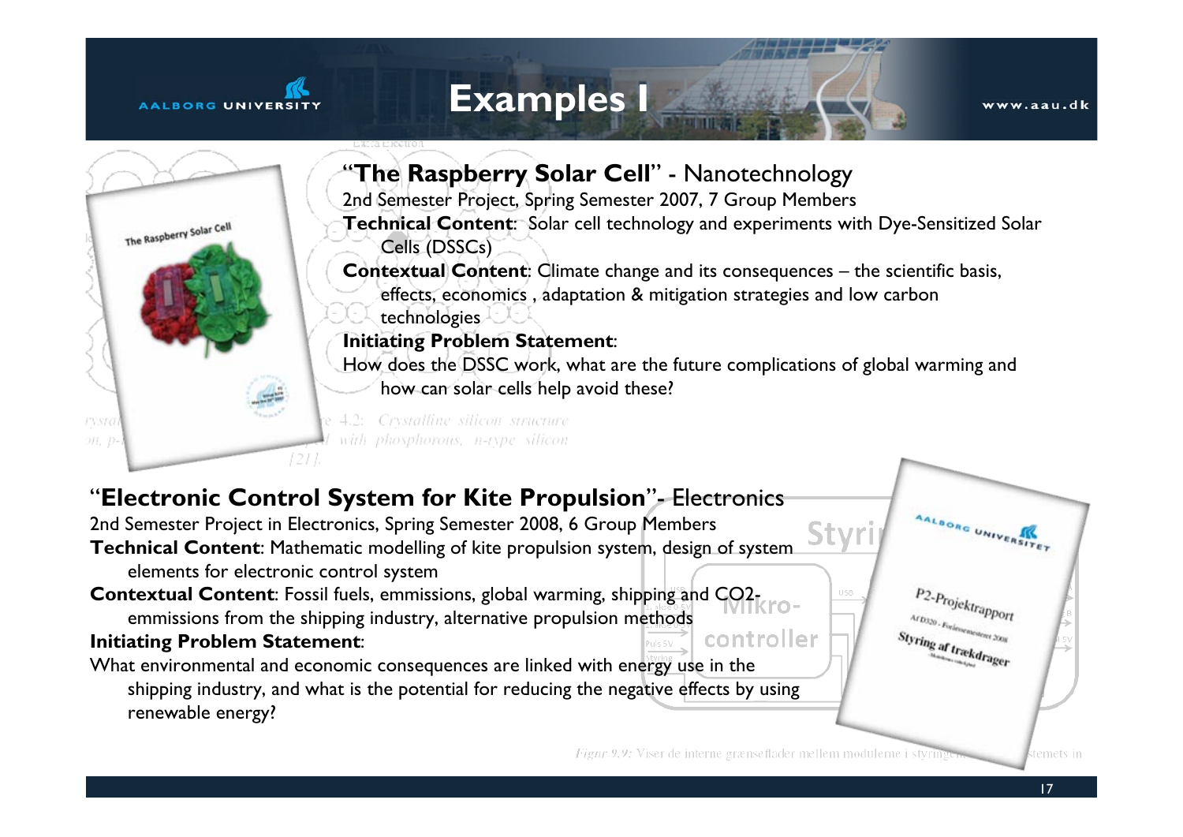# Examples I

## "**The Raspberry Solar Cell**" - Nanotechnology

2nd Semester Project, Spring Semester 2007, 7 Group Members

**Technical Content**: Solar cell technology and experiments with Dye-Sensitized Solar Cells (DSSCs)

**Contextual Content**: Climate change and its consequences – the scientific basis, effects, economics , adaptation & mitigation strategies and low carbon technologies

**Initiating Problem Statement**:

How does the DSSC work, what are the future complications of global warming and how can solar cells help avoid these?

## "**Electronic Control System for Kite Propulsion**"- Electronics

2nd Semester Project in Electronics, Spring Semester 2008, 6 Group Members

**Technical Content**: Mathematic modelling of kite propulsion system, design of system elements for electronic control system

**Contextual Content**: Fossil fuels, emmissions, global warming, shipping and $CO_2$-emmissions from the shipping industry, alternative propulsion methods

**Initiating Problem Statement**:

What environmental and economic consequences are linked with energy use in the shipping industry, and what is the potential for reducing the negative effects by using renewable energy?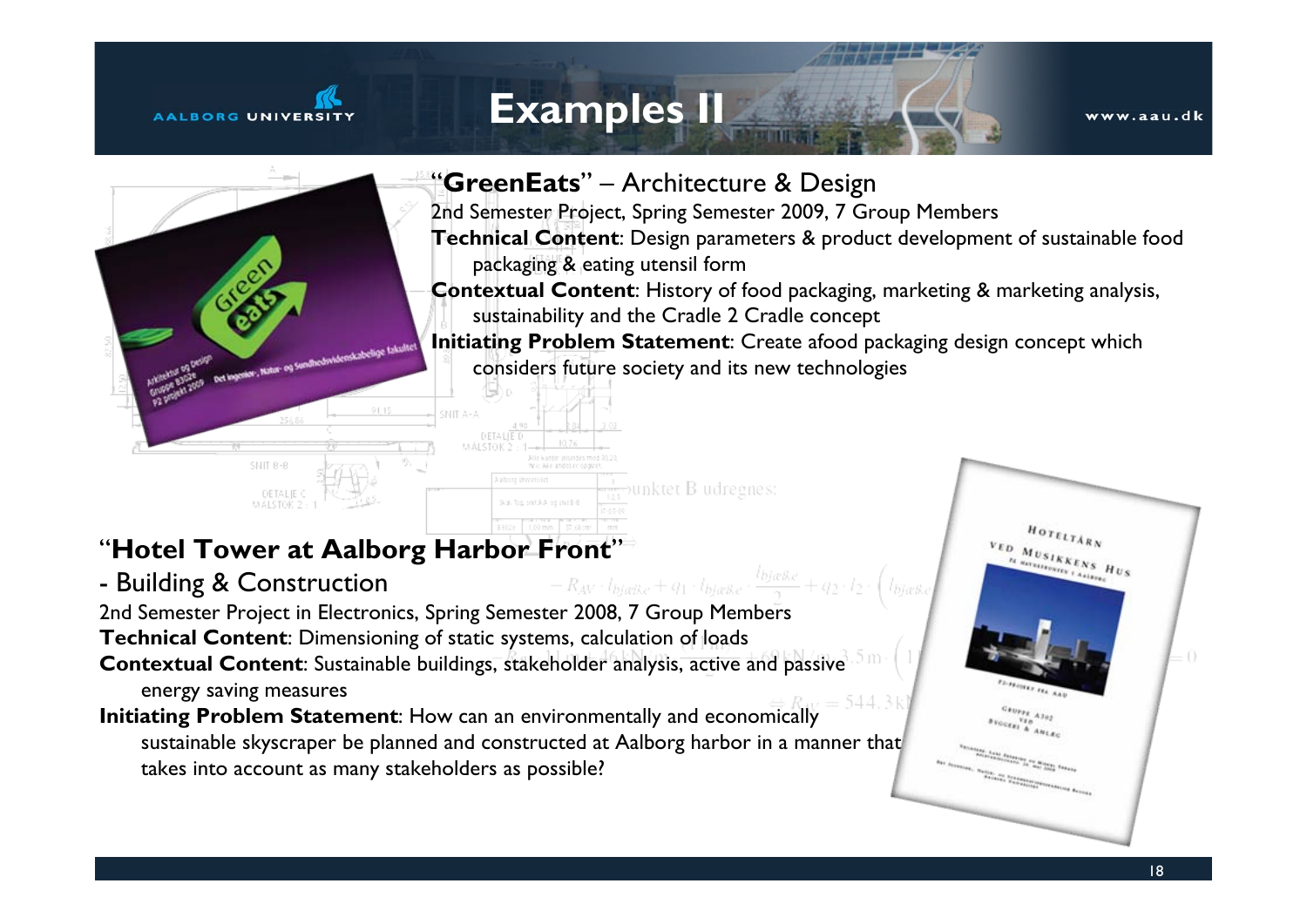# Examples II

"**GreenEats**" – Architecture & Design

2nd Semester Project, Spring Semester 2009, 7 Group Members

**Technical Content**: Design parameters & product development of sustainable food packaging & eating utensil form

**Contextual Content**: History of food packaging, marketing & marketing analysis, sustainability and the Cradle 2 Cradle concept

**Initiating Problem Statement**: Create afood packaging design concept which considers future society and its new technologies

"**Hotel Tower at Aalborg Harbor Front**"

\- Building & Construction

2nd Semester Project in Electronics, Spring Semester 2008, 7 Group Members

**Technical Content**: Dimensioning of static systems, calculation of loads

**Contextual Content**: Sustainable buildings, stakeholder analysis, active and passive energy saving measures

**Initiating Problem Statement**: How can an environmentally and economically sustainable skyscraper be planned and constructed at Aalborg harbor in a manner that takes into account as many stakeholders as possible?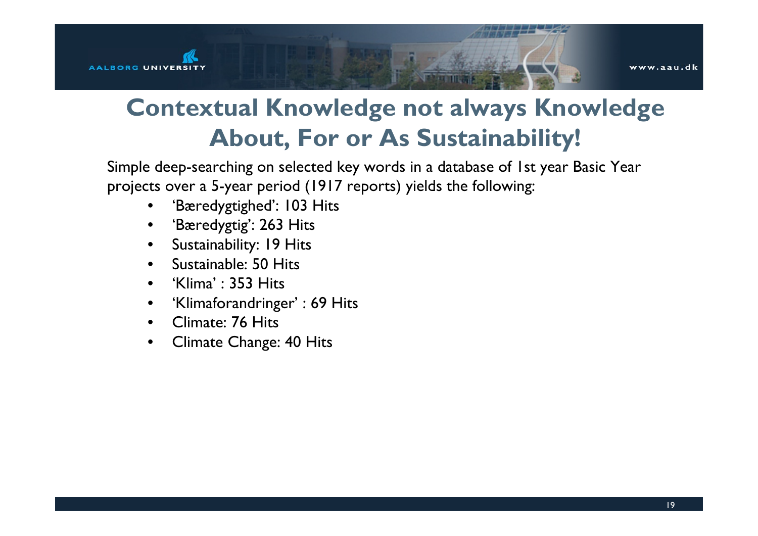# Contextual Knowledge not always Knowledge About, For or As Sustainability!

Simple deep-searching on selected key words in a database of 1st year Basic Year projects over a 5-year period (1917 reports) yields the following:

- 'Bæredygtighed': 103 Hits
- 'Bæredygtig': 263 Hits
- Sustainability: 19 Hits
- Sustainable: 50 Hits
- 'Klima' : 353 Hits
- 'Klimaforandringer' : 69 Hits
- Climate: 76 Hits
- Climate Change: 40 Hits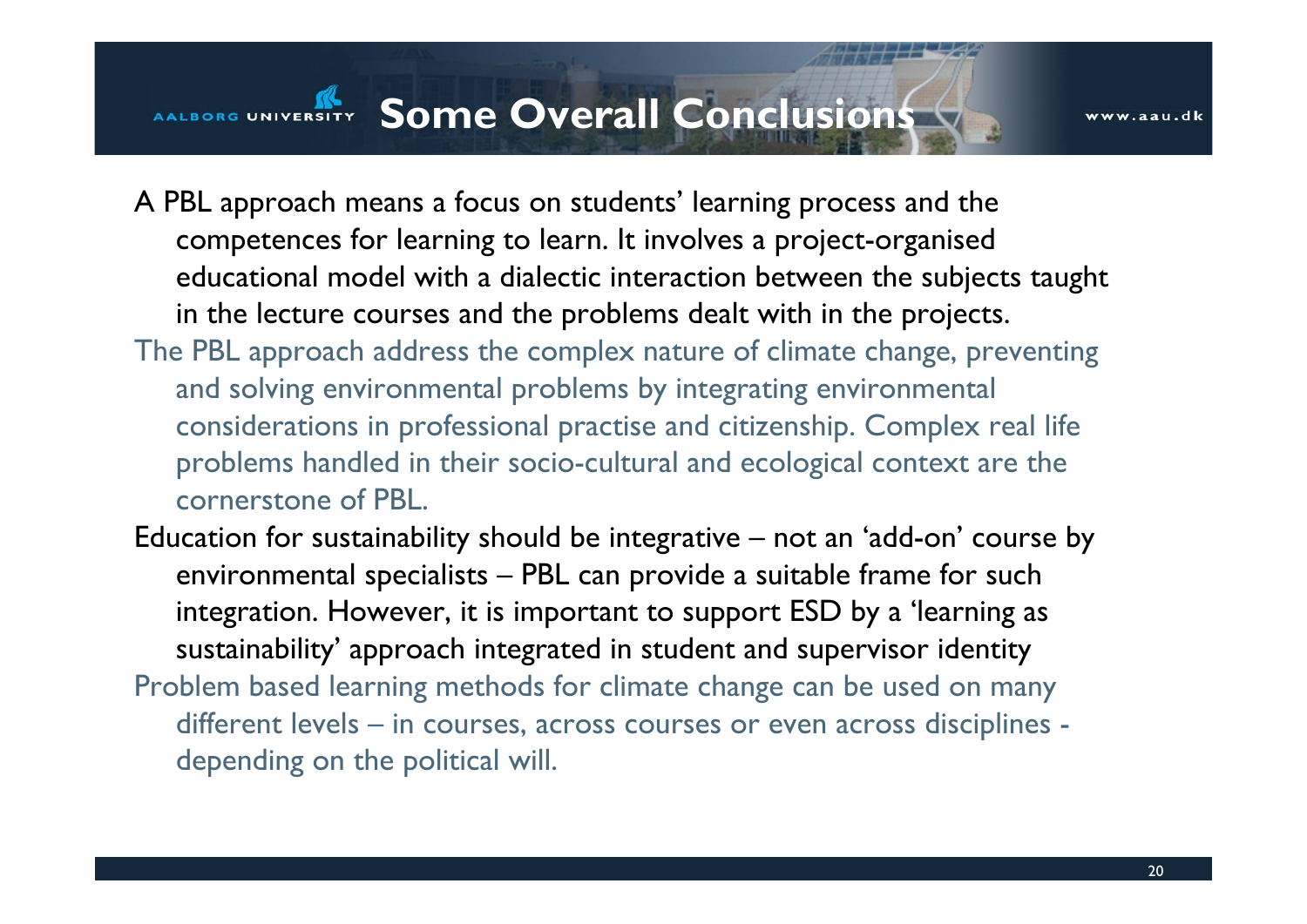# Some Overall Conclusions

A PBL approach means a focus on students' learning process and the competences for learning to learn. It involves a project-organised educational model with a dialectic interaction between the subjects taught in the lecture courses and the problems dealt with in the projects.

The PBL approach address the complex nature of climate change, preventing and solving environmental problems by integrating environmental considerations in professional practise and citizenship. Complex real life problems handled in their socio-cultural and ecological context are the cornerstone of PBL.

Education for sustainability should be integrative – not an 'add-on' course by environmental specialists – PBL can provide a suitable frame for such integration. However, it is important to support ESD by a 'learning as sustainability' approach integrated in student and supervisor identity

Problem based learning methods for climate change can be used on many different levels – in courses, across courses or even across disciplines - depending on the political will.